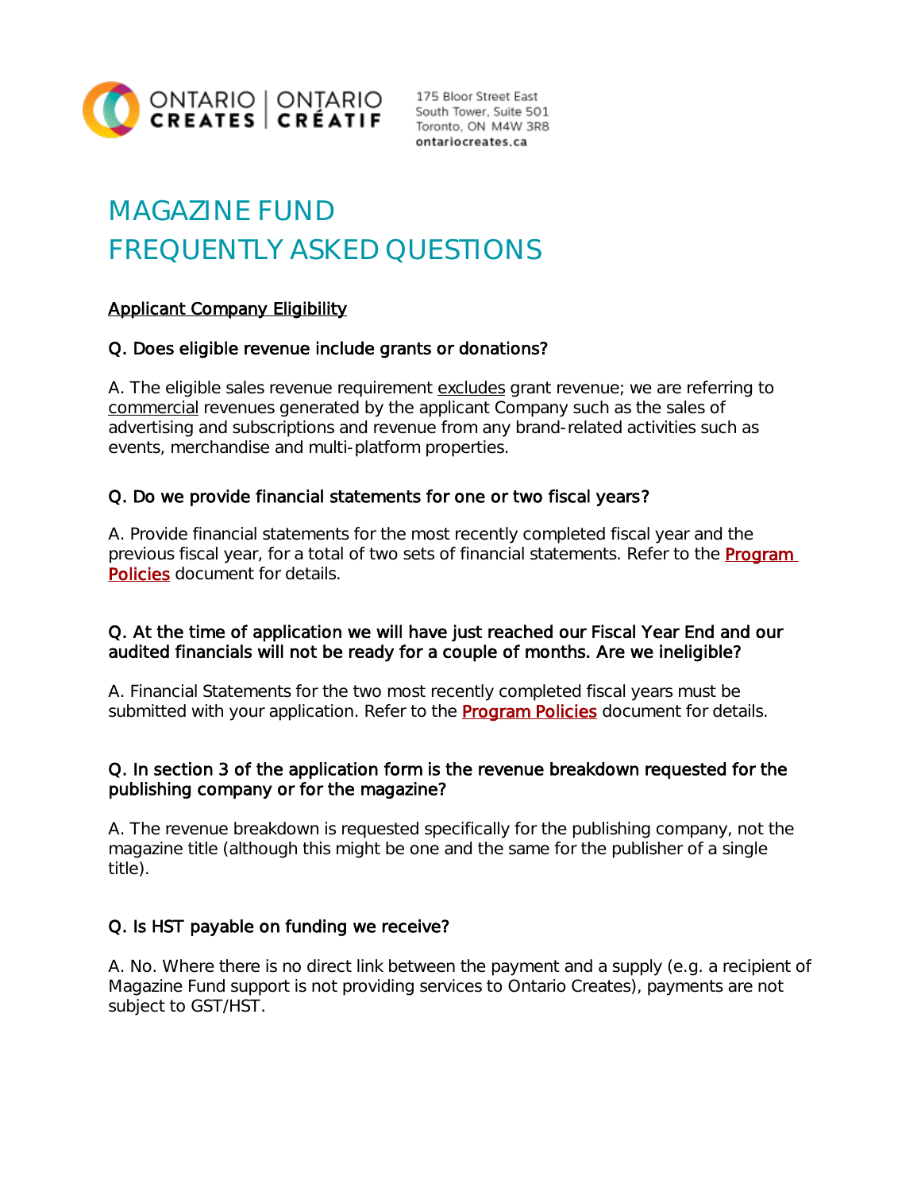ONTARIO CREATES | ONTARIO CRÉATIF

175 Bloor Street East
South Tower, Suite 501
Toronto, ON M4W 3R8
ontariocreates.ca

# MAGAZINE FUND
# FREQUENTLY ASKED QUESTIONS

## Applicant Company Eligibility

**Q. Does eligible revenue include grants or donations?**

A. The eligible sales revenue requirement excludes grant revenue; we are referring to commercial revenues generated by the applicant Company such as the sales of advertising and subscriptions and revenue from any brand-related activities such as events, merchandise and multi-platform properties.

**Q. Do we provide financial statements for one or two fiscal years?**

A. Provide financial statements for the most recently completed fiscal year and the previous fiscal year, for a total of two sets of financial statements. Refer to the **Program Policies** document for details.

**Q. At the time of application we will have just reached our Fiscal Year End and our audited financials will not be ready for a couple of months. Are we ineligible?**

A. Financial Statements for the two most recently completed fiscal years must be submitted with your application. Refer to the **Program Policies** document for details.

**Q. In section 3 of the application form is the revenue breakdown requested for the publishing company or for the magazine?**

A. The revenue breakdown is requested specifically for the publishing company, not the magazine title (although this might be one and the same for the publisher of a single title).

**Q. Is HST payable on funding we receive?**

A. No. Where there is no direct link between the payment and a supply (e.g. a recipient of Magazine Fund support is not providing services to Ontario Creates), payments are not subject to GST/HST.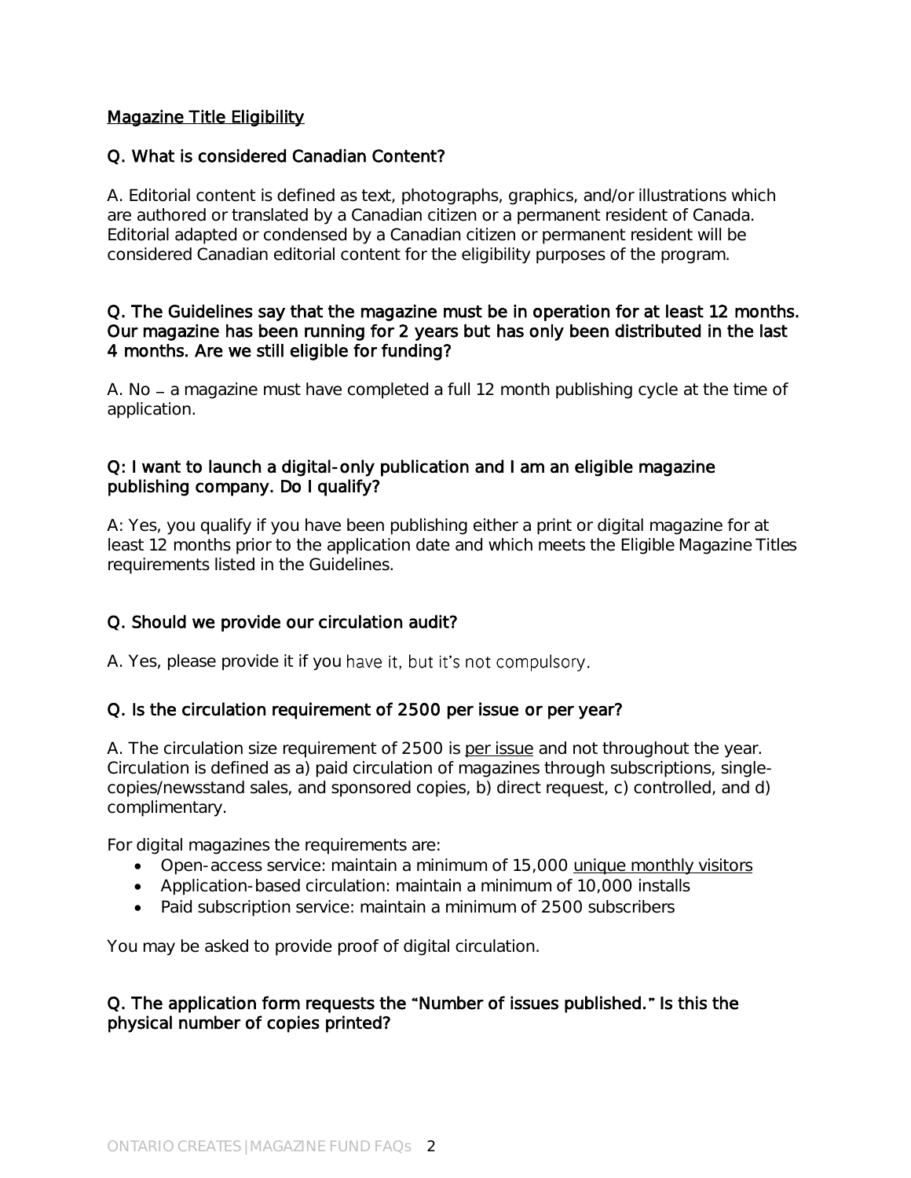Magazine Title Eligibility

**Q. What is considered Canadian Content?**

A. Editorial content is defined as text, photographs, graphics, and/or illustrations which are authored or translated by a Canadian citizen or a permanent resident of Canada. Editorial adapted or condensed by a Canadian citizen or permanent resident will be considered Canadian editorial content for the eligibility purposes of the program.

**Q. The Guidelines say that the magazine must be in operation for at least 12 months. Our magazine has been running for 2 years but has only been distributed in the last 4 months. Are we still eligible for funding?**

A. No – a magazine must have completed a full 12 month publishing cycle at the time of application.

**Q: I want to launch a digital-only publication and I am an eligible magazine publishing company. Do I qualify?**

A: Yes, you qualify if you have been publishing either a print or digital magazine for at least 12 months prior to the application date and which meets the Eligible Magazine Titles requirements listed in the Guidelines.

**Q. Should we provide our circulation audit?**

A. Yes, please provide it if you have it, but it's not compulsory.

**Q. Is the circulation requirement of 2500 per issue or per year?**

A. The circulation size requirement of 2500 is per issue and not throughout the year. Circulation is defined as a) paid circulation of magazines through subscriptions, single-copies/newsstand sales, and sponsored copies, b) direct request, c) controlled, and d) complimentary.

For digital magazines the requirements are:

- Open-access service: maintain a minimum of 15,000 unique monthly visitors
- Application-based circulation: maintain a minimum of 10,000 installs
- Paid subscription service: maintain a minimum of 2500 subscribers

You may be asked to provide proof of digital circulation.

**Q. The application form requests the "Number of issues published." Is this the physical number of copies printed?**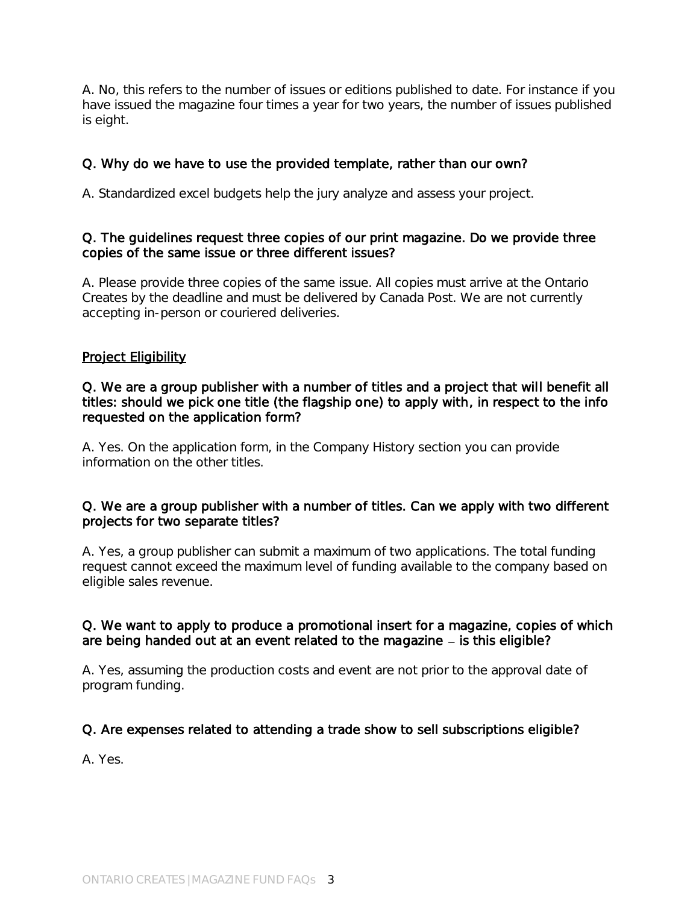A. No, this refers to the number of issues or editions published to date. For instance if you have issued the magazine four times a year for two years, the number of issues published is eight.

**Q. Why do we have to use the provided template, rather than our own?**

A. Standardized excel budgets help the jury analyze and assess your project.

**Q. The guidelines request three copies of our print magazine. Do we provide three copies of the same issue or three different issues?**

A. Please provide three copies of the same issue. All copies must arrive at the Ontario Creates by the deadline and must be delivered by Canada Post. We are not currently accepting in-person or couriered deliveries.

## Project Eligibility

**Q. We are a group publisher with a number of titles and a project that will benefit all titles: should we pick one title (the flagship one) to apply with, in respect to the info requested on the application form?**

A. Yes. On the application form, in the Company History section you can provide information on the other titles.

**Q. We are a group publisher with a number of titles. Can we apply with two different projects for two separate titles?**

A. Yes, a group publisher can submit a maximum of two applications. The total funding request cannot exceed the maximum level of funding available to the company based on eligible sales revenue.

**Q. We want to apply to produce a promotional insert for a magazine, copies of which are being handed out at an event related to the magazine – is this eligible?**

A. Yes, assuming the production costs and event are not prior to the approval date of program funding.

**Q. Are expenses related to attending a trade show to sell subscriptions eligible?**

A. Yes.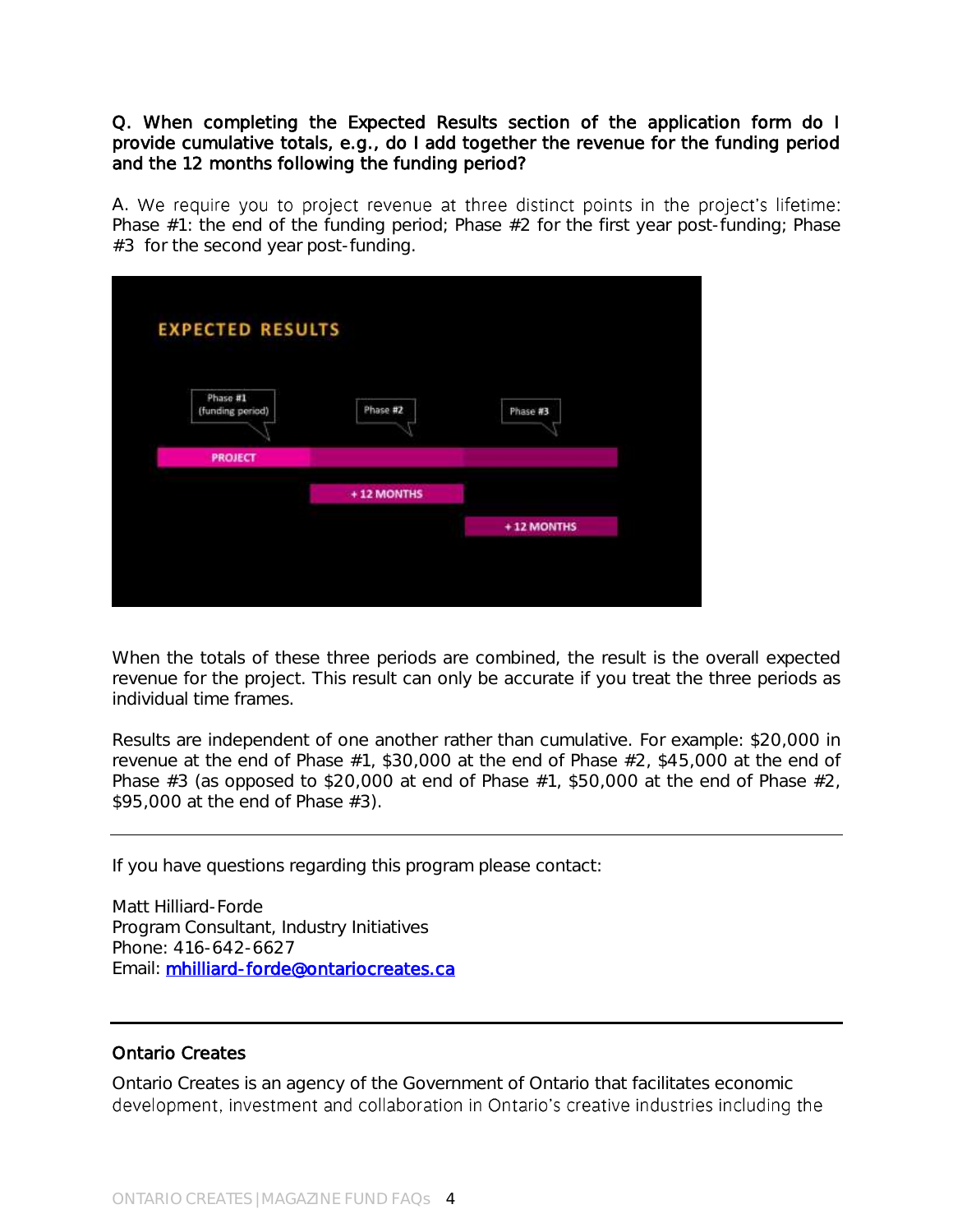**Q. When completing the Expected Results section of the application form do I provide cumulative totals, e.g., do I add together the revenue for the funding period and the 12 months following the funding period?**

A. We require you to project revenue at three distinct points in the project's lifetime: Phase #1: the end of the funding period; Phase #2 for the first year post-funding; Phase #3 for the second year post-funding.

EXPECTED RESULTS

Phase #1 (funding period) | Phase #2 | Phase #3

PROJECT | + 12 MONTHS | + 12 MONTHS

When the totals of these three periods are combined, the result is the overall expected revenue for the project. This result can only be accurate if you treat the three periods as individual time frames.

Results are independent of one another rather than cumulative. For example: $20,000 in revenue at the end of Phase #1, $30,000 at the end of Phase #2, $45,000 at the end of Phase #3 (as opposed to $20,000 at end of Phase #1, $50,000 at the end of Phase #2, $95,000 at the end of Phase #3).

---

If you have questions regarding this program please contact:

Matt Hilliard-Forde
Program Consultant, Industry Initiatives
Phone: 416-642-6627
Email: [mhilliard-forde@ontariocreates.ca](mailto:mhilliard-forde@ontariocreates.ca)

---

### Ontario Creates

Ontario Creates is an agency of the Government of Ontario that facilitates economic development, investment and collaboration in Ontario's creative industries including the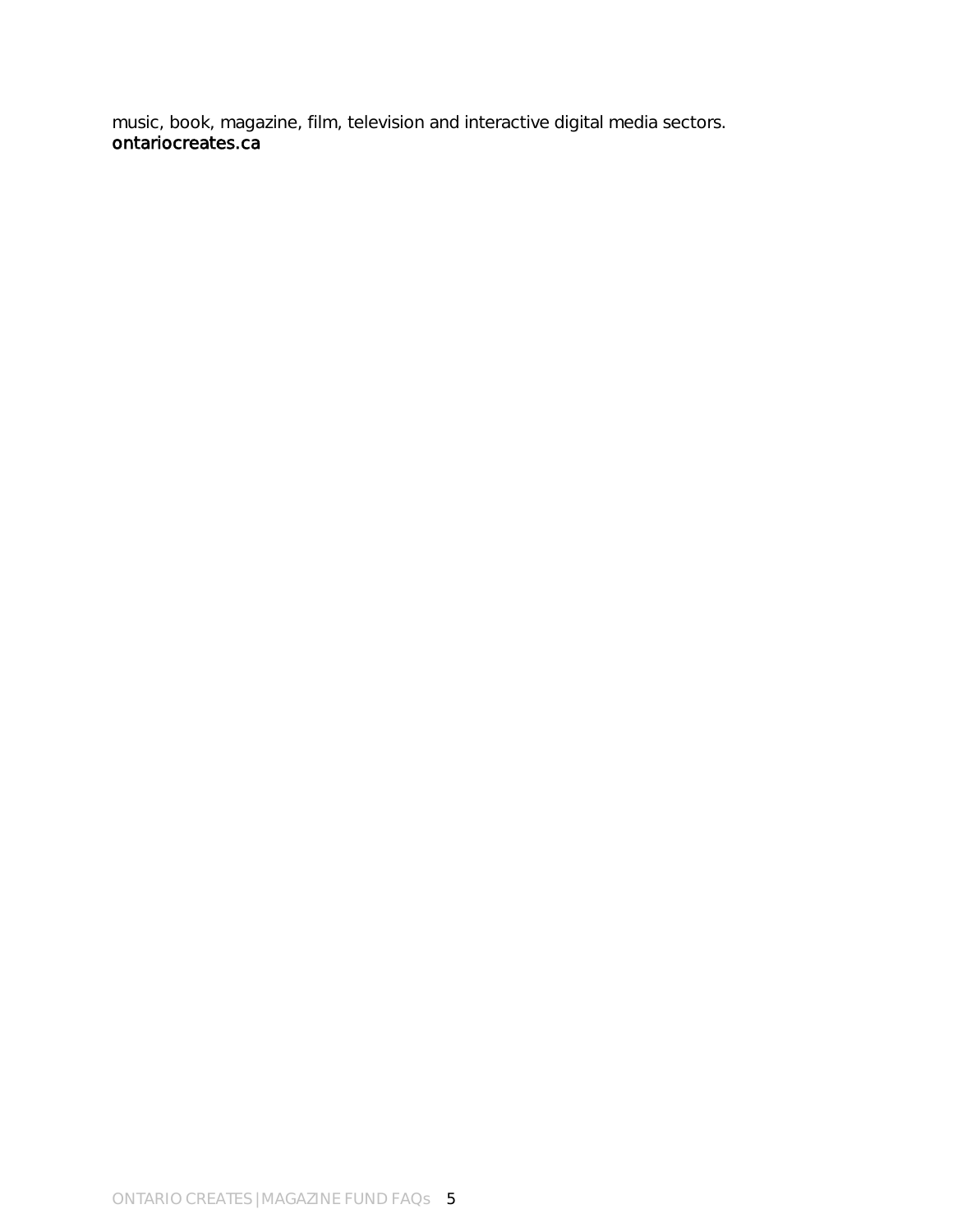music, book, magazine, film, television and interactive digital media sectors.
**ontariocreates.ca**